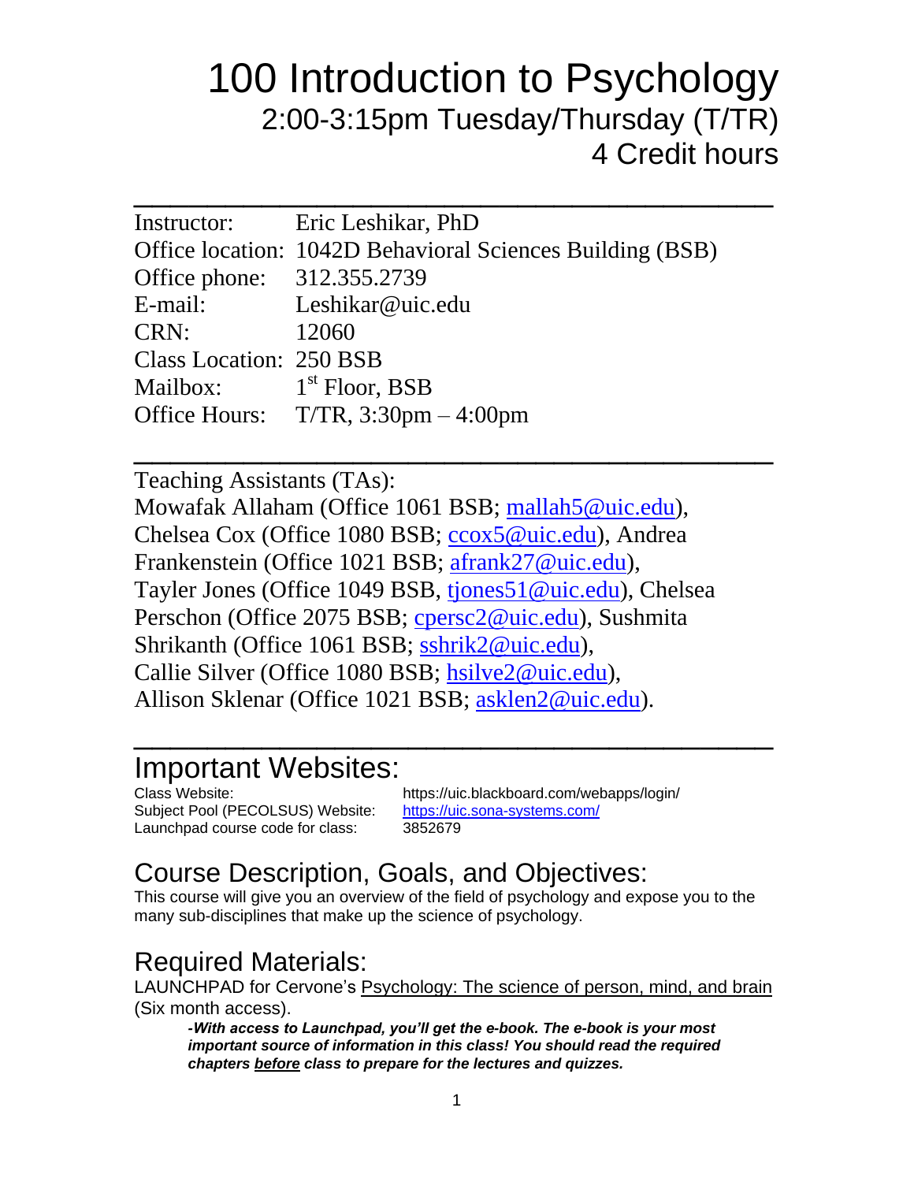# 100 Introduction to Psychology

## 2:00-3:15pm Tuesday/Thursday (T/TR)

## 4 Credit hours

---

Instructor: Eric Leshikar, PhD
Office location: 1042D Behavioral Sciences Building (BSB)
Office phone: 312.355.2739
E-mail: Leshikar@uic.edu
CRN: 12060
Class Location: 250 BSB
Mailbox: 1st Floor, BSB
Office Hours: T/TR, 3:30pm – 4:00pm

---

Teaching Assistants (TAs):
Mowafak Allaham (Office 1061 BSB; mallah5@uic.edu), Chelsea Cox (Office 1080 BSB; ccox5@uic.edu), Andrea Frankenstein (Office 1021 BSB; afrank27@uic.edu), Tayler Jones (Office 1049 BSB, tjones51@uic.edu), Chelsea Perschon (Office 2075 BSB; cpersc2@uic.edu), Sushmita Shrikanth (Office 1061 BSB; sshrik2@uic.edu), Callie Silver (Office 1080 BSB; hsilve2@uic.edu), Allison Sklenar (Office 1021 BSB; asklen2@uic.edu).

---

## Important Websites:

Class Website: https://uic.blackboard.com/webapps/login/
Subject Pool (PECOLSUS) Website: https://uic.sona-systems.com/
Launchpad course code for class: 3852679

## Course Description, Goals, and Objectives:

This course will give you an overview of the field of psychology and expose you to the many sub-disciplines that make up the science of psychology.

## Required Materials:

LAUNCHPAD for Cervone's Psychology: The science of person, mind, and brain (Six month access).

> ***-With access to Launchpad, you'll get the e-book. The e-book is your most important source of information in this class! You should read the required chapters before class to prepare for the lectures and quizzes.***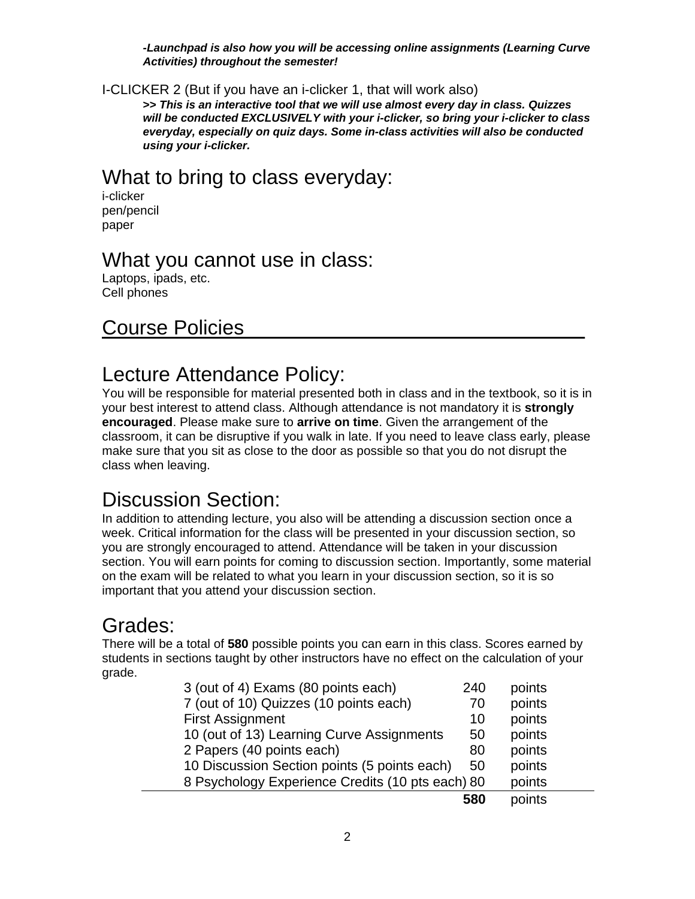***-Launchpad is also how you will be accessing online assignments (Learning Curve Activities) throughout the semester!***

I-CLICKER 2 (But if you have an i-clicker 1, that will work also)

***>> This is an interactive tool that we will use almost every day in class. Quizzes will be conducted EXCLUSIVELY with your i-clicker, so bring your i-clicker to class everyday, especially on quiz days. Some in-class activities will also be conducted using your i-clicker.***

## What to bring to class everyday:

i-clicker
pen/pencil
paper

## What you cannot use in class:

Laptops, ipads, etc.
Cell phones

# Course Policies

## Lecture Attendance Policy:

You will be responsible for material presented both in class and in the textbook, so it is in your best interest to attend class. Although attendance is not mandatory it is **strongly encouraged**. Please make sure to **arrive on time**. Given the arrangement of the classroom, it can be disruptive if you walk in late. If you need to leave class early, please make sure that you sit as close to the door as possible so that you do not disrupt the class when leaving.

## Discussion Section:

In addition to attending lecture, you also will be attending a discussion section once a week. Critical information for the class will be presented in your discussion section, so you are strongly encouraged to attend. Attendance will be taken in your discussion section. You will earn points for coming to discussion section. Importantly, some material on the exam will be related to what you learn in your discussion section, so it is so important that you attend your discussion section.

## Grades:

There will be a total of **580** possible points you can earn in this class. Scores earned by students in sections taught by other instructors have no effect on the calculation of your grade.

| Item | Points | |
|---|---|---|
| 3 (out of 4) Exams (80 points each) | 240 | points |
| 7 (out of 10) Quizzes (10 points each) | 70 | points |
| First Assignment | 10 | points |
| 10 (out of 13) Learning Curve Assignments | 50 | points |
| 2 Papers (40 points each) | 80 | points |
| 10 Discussion Section points (5 points each) | 50 | points |
| 8 Psychology Experience Credits (10 pts each) | 80 | points |
| | **580** | points |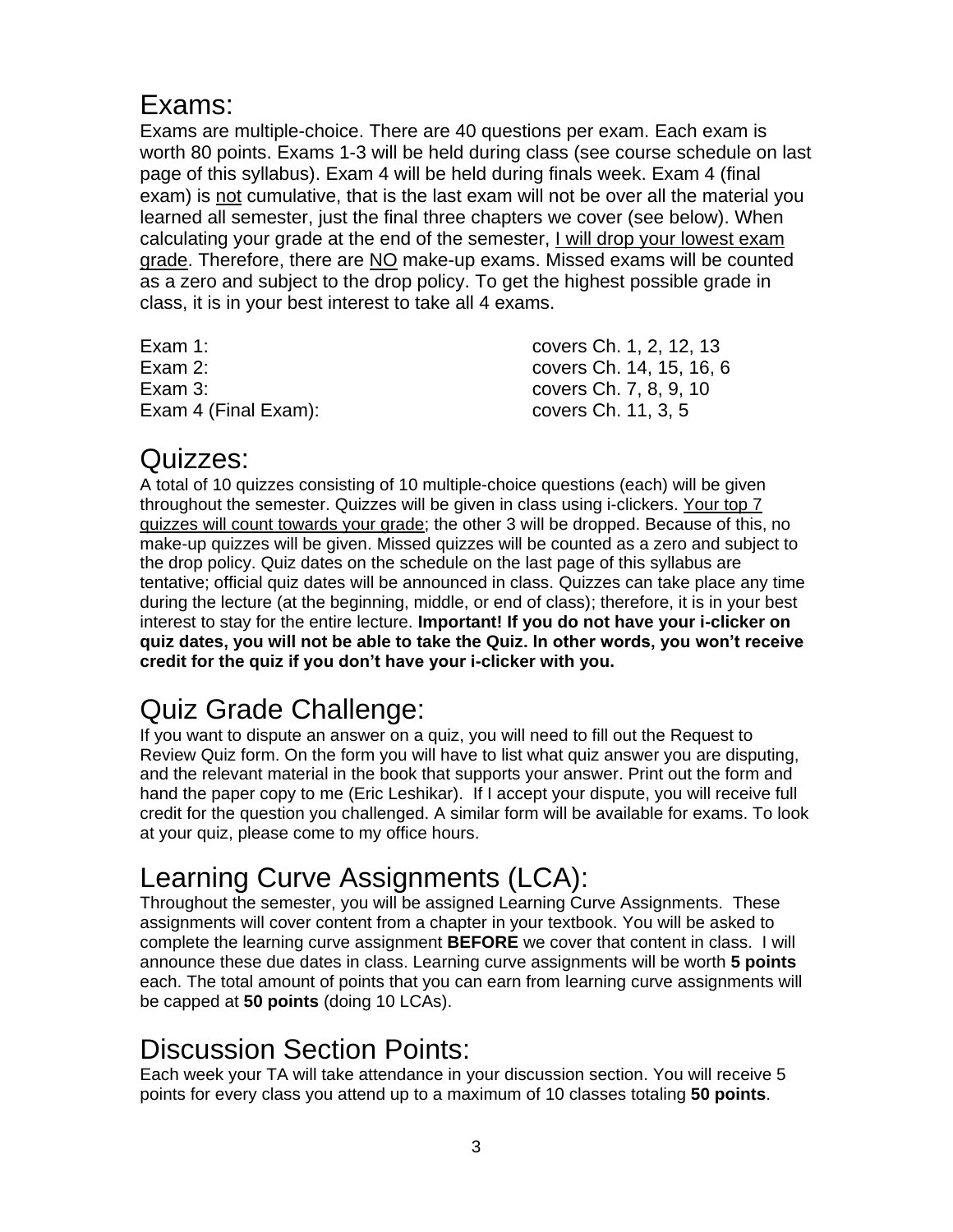## Exams:

Exams are multiple-choice. There are 40 questions per exam. Each exam is worth 80 points. Exams 1-3 will be held during class (see course schedule on last page of this syllabus). Exam 4 will be held during finals week. Exam 4 (final exam) is <u>not</u> cumulative, that is the last exam will not be over all the material you learned all semester, just the final three chapters we cover (see below). When calculating your grade at the end of the semester, <u>I will drop your lowest exam grade</u>. Therefore, there are <u>NO</u> make-up exams. Missed exams will be counted as a zero and subject to the drop policy. To get the highest possible grade in class, it is in your best interest to take all 4 exams.

| | |
|---|---|
| Exam 1: | covers Ch. 1, 2, 12, 13 |
| Exam 2: | covers Ch. 14, 15, 16, 6 |
| Exam 3: | covers Ch. 7, 8, 9, 10 |
| Exam 4 (Final Exam): | covers Ch. 11, 3, 5 |

## Quizzes:

A total of 10 quizzes consisting of 10 multiple-choice questions (each) will be given throughout the semester. Quizzes will be given in class using i-clickers. <u>Your top 7 quizzes will count towards your grade</u>; the other 3 will be dropped. Because of this, no make-up quizzes will be given. Missed quizzes will be counted as a zero and subject to the drop policy. Quiz dates on the schedule on the last page of this syllabus are tentative; official quiz dates will be announced in class. Quizzes can take place any time during the lecture (at the beginning, middle, or end of class); therefore, it is in your best interest to stay for the entire lecture. **Important! If you do not have your i-clicker on quiz dates, you will not be able to take the Quiz. In other words, you won't receive credit for the quiz if you don't have your i-clicker with you.**

## Quiz Grade Challenge:

If you want to dispute an answer on a quiz, you will need to fill out the Request to Review Quiz form. On the form you will have to list what quiz answer you are disputing, and the relevant material in the book that supports your answer. Print out the form and hand the paper copy to me (Eric Leshikar). If I accept your dispute, you will receive full credit for the question you challenged. A similar form will be available for exams. To look at your quiz, please come to my office hours.

## Learning Curve Assignments (LCA):

Throughout the semester, you will be assigned Learning Curve Assignments. These assignments will cover content from a chapter in your textbook. You will be asked to complete the learning curve assignment **BEFORE** we cover that content in class. I will announce these due dates in class. Learning curve assignments will be worth **5 points** each. The total amount of points that you can earn from learning curve assignments will be capped at **50 points** (doing 10 LCAs).

## Discussion Section Points:

Each week your TA will take attendance in your discussion section. You will receive 5 points for every class you attend up to a maximum of 10 classes totaling **50 points**.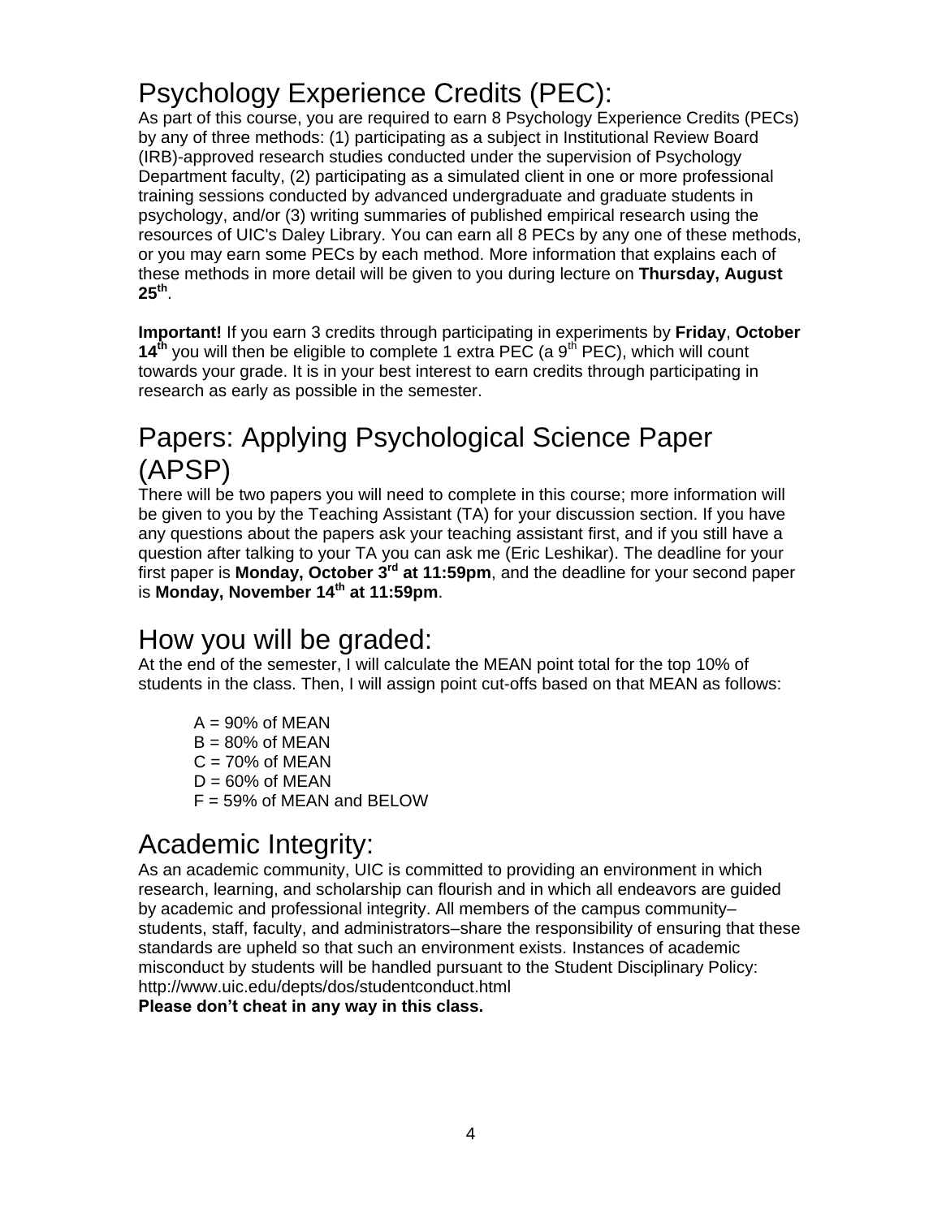## Psychology Experience Credits (PEC):

As part of this course, you are required to earn 8 Psychology Experience Credits (PECs) by any of three methods: (1) participating as a subject in Institutional Review Board (IRB)-approved research studies conducted under the supervision of Psychology Department faculty, (2) participating as a simulated client in one or more professional training sessions conducted by advanced undergraduate and graduate students in psychology, and/or (3) writing summaries of published empirical research using the resources of UIC's Daley Library. You can earn all 8 PECs by any one of these methods, or you may earn some PECs by each method. More information that explains each of these methods in more detail will be given to you during lecture on **Thursday, August 25th**.

**Important!** If you earn 3 credits through participating in experiments by **Friday**, **October 14th** you will then be eligible to complete 1 extra PEC (a 9th PEC), which will count towards your grade. It is in your best interest to earn credits through participating in research as early as possible in the semester.

## Papers: Applying Psychological Science Paper (APSP)

There will be two papers you will need to complete in this course; more information will be given to you by the Teaching Assistant (TA) for your discussion section. If you have any questions about the papers ask your teaching assistant first, and if you still have a question after talking to your TA you can ask me (Eric Leshikar). The deadline for your first paper is **Monday, October 3rd at 11:59pm**, and the deadline for your second paper is **Monday, November 14th at 11:59pm**.

## How you will be graded:

At the end of the semester, I will calculate the MEAN point total for the top 10% of students in the class. Then, I will assign point cut-offs based on that MEAN as follows:

A = 90% of MEAN
B = 80% of MEAN
C = 70% of MEAN
D = 60% of MEAN
F = 59% of MEAN and BELOW

## Academic Integrity:

As an academic community, UIC is committed to providing an environment in which research, learning, and scholarship can flourish and in which all endeavors are guided by academic and professional integrity. All members of the campus community–students, staff, faculty, and administrators–share the responsibility of ensuring that these standards are upheld so that such an environment exists. Instances of academic misconduct by students will be handled pursuant to the Student Disciplinary Policy: http://www.uic.edu/depts/dos/studentconduct.html

**Please don't cheat in any way in this class.**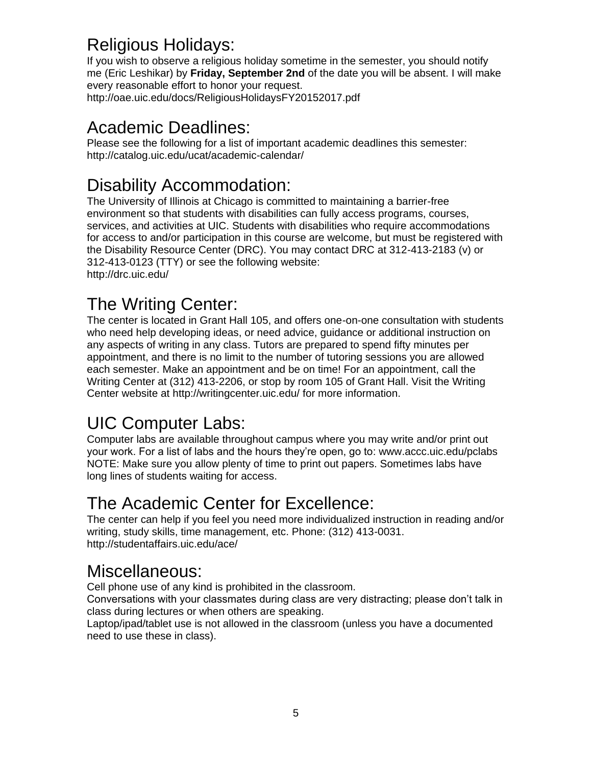## Religious Holidays:

If you wish to observe a religious holiday sometime in the semester, you should notify me (Eric Leshikar) by **Friday, September 2nd** of the date you will be absent. I will make every reasonable effort to honor your request.
http://oae.uic.edu/docs/ReligiousHolidaysFY20152017.pdf

## Academic Deadlines:

Please see the following for a list of important academic deadlines this semester:
http://catalog.uic.edu/ucat/academic-calendar/

## Disability Accommodation:

The University of Illinois at Chicago is committed to maintaining a barrier-free environment so that students with disabilities can fully access programs, courses, services, and activities at UIC. Students with disabilities who require accommodations for access to and/or participation in this course are welcome, but must be registered with the Disability Resource Center (DRC). You may contact DRC at 312-413-2183 (v) or 312-413-0123 (TTY) or see the following website:
http://drc.uic.edu/

## The Writing Center:

The center is located in Grant Hall 105, and offers one-on-one consultation with students who need help developing ideas, or need advice, guidance or additional instruction on any aspects of writing in any class. Tutors are prepared to spend fifty minutes per appointment, and there is no limit to the number of tutoring sessions you are allowed each semester. Make an appointment and be on time! For an appointment, call the Writing Center at (312) 413-2206, or stop by room 105 of Grant Hall. Visit the Writing Center website at http://writingcenter.uic.edu/ for more information.

## UIC Computer Labs:

Computer labs are available throughout campus where you may write and/or print out your work. For a list of labs and the hours they're open, go to: www.accc.uic.edu/pclabs
NOTE: Make sure you allow plenty of time to print out papers. Sometimes labs have long lines of students waiting for access.

## The Academic Center for Excellence:

The center can help if you feel you need more individualized instruction in reading and/or writing, study skills, time management, etc. Phone: (312) 413-0031.
http://studentaffairs.uic.edu/ace/

## Miscellaneous:

Cell phone use of any kind is prohibited in the classroom.
Conversations with your classmates during class are very distracting; please don't talk in class during lectures or when others are speaking.
Laptop/ipad/tablet use is not allowed in the classroom (unless you have a documented need to use these in class).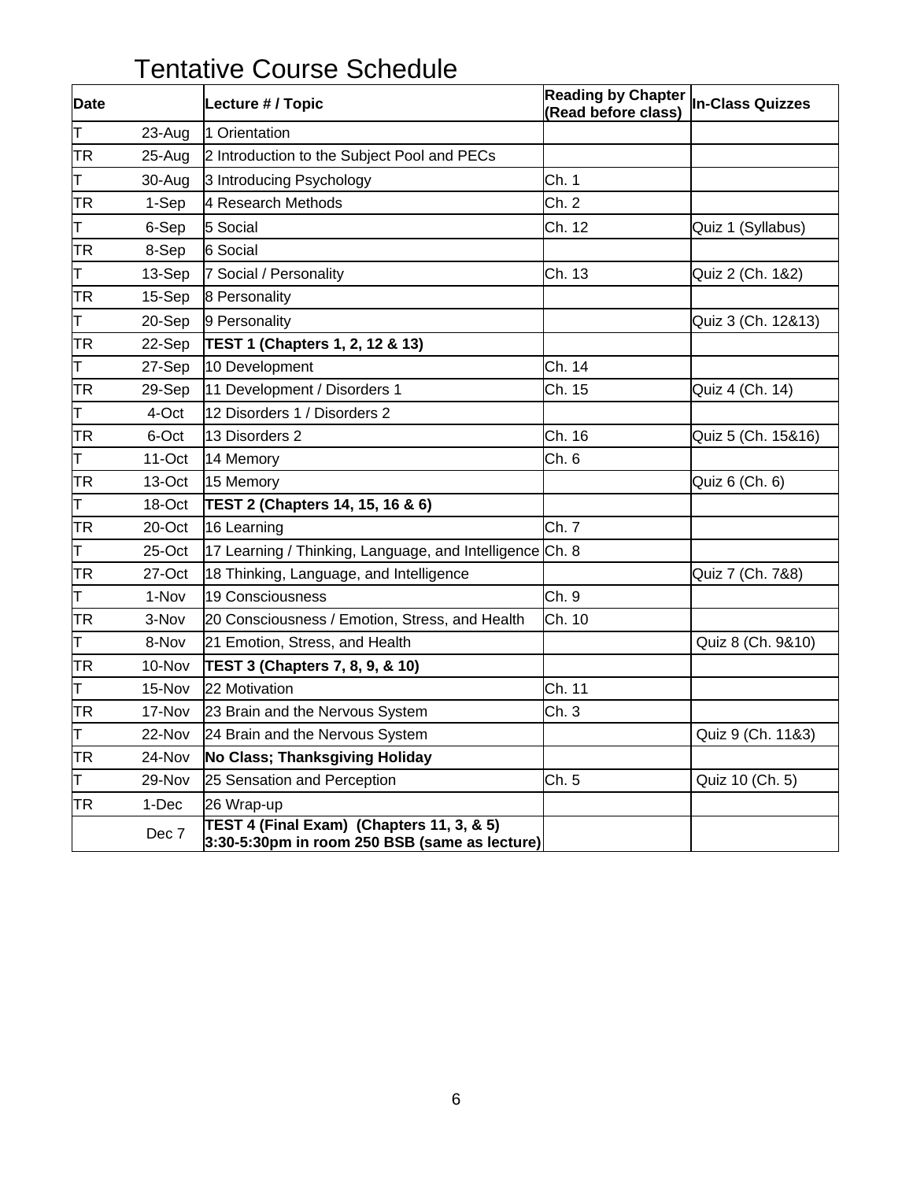# Tentative Course Schedule

| Date | | Lecture # / Topic | Reading by Chapter (Read before class) | In-Class Quizzes |
|---|---|---|---|---|
| T | 23-Aug | 1 Orientation | | |
| TR | 25-Aug | 2 Introduction to the Subject Pool and PECs | | |
| T | 30-Aug | 3 Introducing Psychology | Ch. 1 | |
| TR | 1-Sep | 4 Research Methods | Ch. 2 | |
| T | 6-Sep | 5 Social | Ch. 12 | Quiz 1 (Syllabus) |
| TR | 8-Sep | 6 Social | | |
| T | 13-Sep | 7 Social / Personality | Ch. 13 | Quiz 2 (Ch. 1&2) |
| TR | 15-Sep | 8 Personality | | |
| T | 20-Sep | 9 Personality | | Quiz 3 (Ch. 12&13) |
| TR | 22-Sep | **TEST 1 (Chapters 1, 2, 12 & 13)** | | |
| T | 27-Sep | 10 Development | Ch. 14 | |
| TR | 29-Sep | 11 Development / Disorders 1 | Ch. 15 | Quiz 4 (Ch. 14) |
| T | 4-Oct | 12 Disorders 1 / Disorders 2 | | |
| TR | 6-Oct | 13 Disorders 2 | Ch. 16 | Quiz 5 (Ch. 15&16) |
| T | 11-Oct | 14 Memory | Ch. 6 | |
| TR | 13-Oct | 15 Memory | | Quiz 6 (Ch. 6) |
| T | 18-Oct | **TEST 2 (Chapters 14, 15, 16 & 6)** | | |
| TR | 20-Oct | 16 Learning | Ch. 7 | |
| T | 25-Oct | 17 Learning / Thinking, Language, and Intelligence | Ch. 8 | |
| TR | 27-Oct | 18 Thinking, Language, and Intelligence | | Quiz 7 (Ch. 7&8) |
| T | 1-Nov | 19 Consciousness | Ch. 9 | |
| TR | 3-Nov | 20 Consciousness / Emotion, Stress, and Health | Ch. 10 | |
| T | 8-Nov | 21 Emotion, Stress, and Health | | Quiz 8 (Ch. 9&10) |
| TR | 10-Nov | **TEST 3 (Chapters 7, 8, 9, & 10)** | | |
| T | 15-Nov | 22 Motivation | Ch. 11 | |
| TR | 17-Nov | 23 Brain and the Nervous System | Ch. 3 | |
| T | 22-Nov | 24 Brain and the Nervous System | | Quiz 9 (Ch. 11&3) |
| TR | 24-Nov | **No Class; Thanksgiving Holiday** | | |
| T | 29-Nov | 25 Sensation and Perception | Ch. 5 | Quiz 10 (Ch. 5) |
| TR | 1-Dec | 26 Wrap-up | | |
| | Dec 7 | **TEST 4 (Final Exam) (Chapters 11, 3, & 5) 3:30-5:30pm in room 250 BSB (same as lecture)** | | |